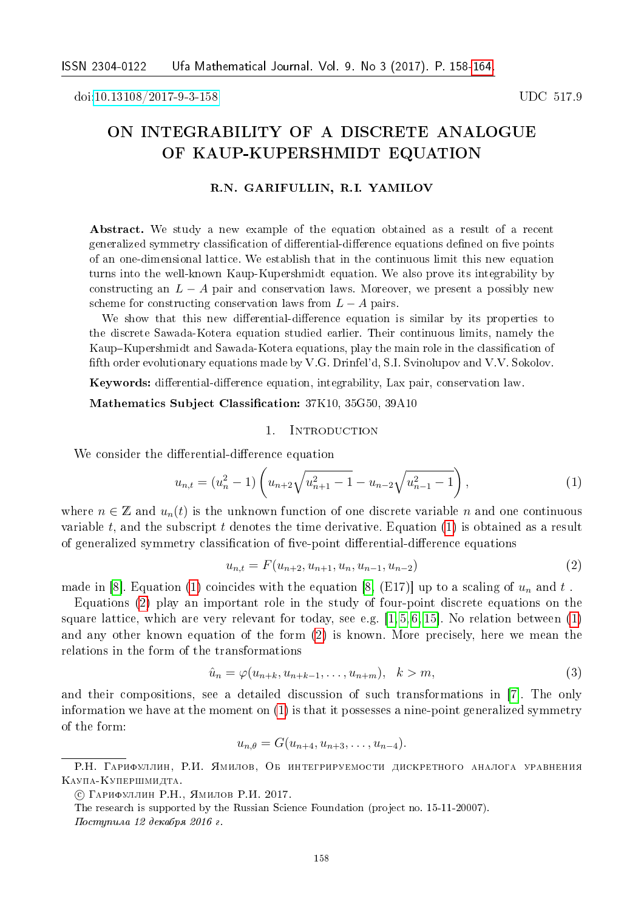doi:10.13108/2017-9-3-158

UDC 517.9

# ON INTEGRABILITY OF A DISCRETE ANALOGUE OF KAUP-KUPERSHMIDT EQUATION

**R.N. GARIFULLIN, R.I. YAMILOV**

**Abstract.** We study a new example of the equation obtained as a result of a recent generalized symmetry classification of differential-difference equations defined on five points of an one-dimensional lattice. We establish that in the continuous limit this new equation turns into the well-known Kaup-Kupershmidt equation. We also prove its integrability by constructing an $L-A$ pair and conservation laws. Moreover, we present a possibly new scheme for constructing conservation laws from $L-A$ pairs.

We show that this new differential-difference equation is similar by its properties to the discrete Sawada-Kotera equation studied earlier. Their continuous limits, namely the Kaup–Kupershmidt and Sawada-Kotera equations, play the main role in the classification of fifth order evolutionary equations made by V.G. Drinfel'd, S.I. Svinolupov and V.V. Sokolov.

**Keywords:** differential-difference equation, integrability, Lax pair, conservation law.

**Mathematics Subject Classification:** 37K10, 35G50, 39A10

## 1. Introduction

We consider the differential-difference equation

$$u_{n,t} = (u_n^2 - 1)\left(u_{n+2}\sqrt{u_{n+1}^2 - 1} - u_{n-2}\sqrt{u_{n-1}^2 - 1}\right), \tag{1}$$

where $n \in \mathbb{Z}$ and $u_n(t)$ is the unknown function of one discrete variable $n$ and one continuous variable $t$, and the subscript $t$ denotes the time derivative. Equation (1) is obtained as a result of generalized symmetry classification of five-point differential-difference equations

$$u_{n,t} = F(u_{n+2}, u_{n+1}, u_n, u_{n-1}, u_{n-2}) \tag{2}$$

made in [8]. Equation (1) coincides with the equation [8, (E17)] up to a scaling of $u_n$ and $t$ .

Equations (2) play an important role in the study of four-point discrete equations on the square lattice, which are very relevant for today, see e.g. [1, 5, 6, 15]. No relation between (1) and any other known equation of the form (2) is known. More precisely, here we mean the relations in the form of the transformations

$$\hat{u}_n = \varphi(u_{n+k}, u_{n+k-1}, \ldots, u_{n+m}), \quad k > m, \tag{3}$$

and their compositions, see a detailed discussion of such transformations in [7]. The only information we have at the moment on (1) is that it possesses a nine-point generalized symmetry of the form:

$$u_{n,\theta} = G(u_{n+4}, u_{n+3}, \ldots, u_{n-4}).$$

---

Р.Н. Гарифуллин, Р.И. Ямилов, Об интегрируемости дискретного аналога уравнения Каупа-Купершмидта.

© Гарифуллин Р.Н., Ямилов Р.И. 2017.

The research is supported by the Russian Science Foundation (project no. 15-11-20007).

*Поступила 12 декабря 2016 г.*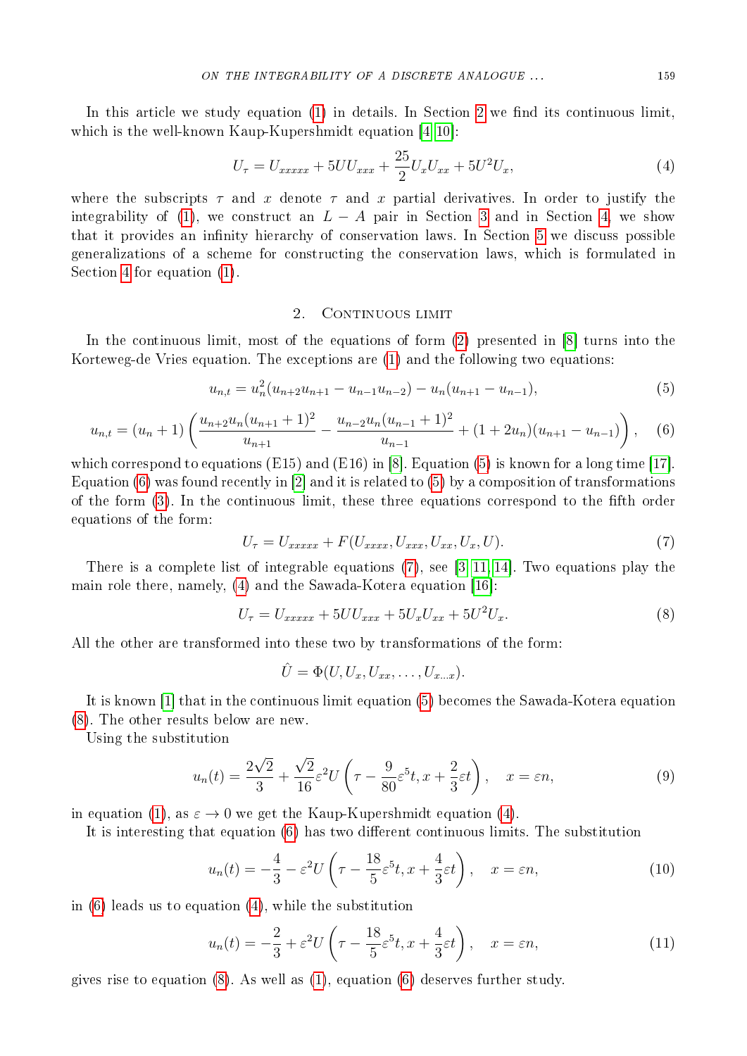In this article we study equation (1) in details. In Section 2 we find its continuous limit, which is the well-known Kaup-Kupershmidt equation [4, 10]:

$$U_\tau = U_{xxxxx} + 5UU_{xxx} + \frac{25}{2}U_xU_{xx} + 5U^2U_x, \tag{4}$$

where the subscripts $\tau$ and $x$ denote $\tau$ and $x$ partial derivatives. In order to justify the integrability of (1), we construct an $L-A$ pair in Section 3 and in Section 4 we show that it provides an infinity hierarchy of conservation laws. In Section 5 we discuss possible generalizations of a scheme for constructing the conservation laws, which is formulated in Section 4 for equation (1).

## 2. Continuous limit

In the continuous limit, most of the equations of form (2) presented in [8] turns into the Korteweg-de Vries equation. The exceptions are (1) and the following two equations:

$$u_{n,t} = u_n^2(u_{n+2}u_{n+1} - u_{n-1}u_{n-2}) - u_n(u_{n+1} - u_{n-1}), \tag{5}$$

$$u_{n,t} = (u_n+1)\left(\frac{u_{n+2}u_n(u_{n+1}+1)^2}{u_{n+1}} - \frac{u_{n-2}u_n(u_{n-1}+1)^2}{u_{n-1}} + (1+2u_n)(u_{n+1}-u_{n-1})\right), \tag{6}$$

which correspond to equations (E15) and (E16) in [8]. Equation (5) is known for a long time [17]. Equation (6) was found recently in [2] and it is related to (5) by a composition of transformations of the form (3). In the continuous limit, these three equations correspond to the fifth order equations of the form:

$$U_\tau = U_{xxxxx} + F(U_{xxxx}, U_{xxx}, U_{xx}, U_x, U). \tag{7}$$

There is a complete list of integrable equations (7), see [3, 11, 14]. Two equations play the main role there, namely, (4) and the Sawada-Kotera equation [16]:

$$U_\tau = U_{xxxxx} + 5UU_{xxx} + 5U_xU_{xx} + 5U^2U_x. \tag{8}$$

All the other are transformed into these two by transformations of the form:

$$\hat{U} = \Phi(U, U_x, U_{xx}, \ldots, U_{x\ldots x}).$$

It is known [1] that in the continuous limit equation (5) becomes the Sawada-Kotera equation (8). The other results below are new.

Using the substitution

$$u_n(t) = \frac{2\sqrt{2}}{3} + \frac{\sqrt{2}}{16}\varepsilon^2 U\left(\tau - \frac{9}{80}\varepsilon^5 t, x + \frac{2}{3}\varepsilon t\right), \quad x = \varepsilon n, \tag{9}$$

in equation (1), as $\varepsilon \to 0$ we get the Kaup-Kupershmidt equation (4).

It is interesting that equation (6) has two different continuous limits. The substitution

$$u_n(t) = -\frac{4}{3} - \varepsilon^2 U\left(\tau - \frac{18}{5}\varepsilon^5 t, x + \frac{4}{3}\varepsilon t\right), \quad x = \varepsilon n, \tag{10}$$

in (6) leads us to equation (4), while the substitution

$$u_n(t) = -\frac{2}{3} + \varepsilon^2 U\left(\tau - \frac{18}{5}\varepsilon^5 t, x + \frac{4}{3}\varepsilon t\right), \quad x = \varepsilon n, \tag{11}$$

gives rise to equation (8). As well as (1), equation (6) deserves further study.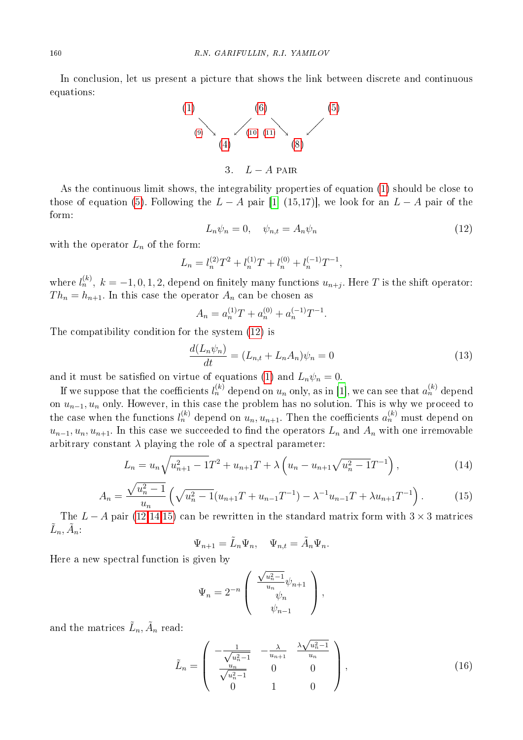In conclusion, let us present a picture that shows the link between discrete and continuous equations:

$$
\begin{array}{ccccccc}
(1) & & & (6) & & & (5) \\
& \searrow^{(9)} & \swarrow^{(10)} & & \searrow^{(11)} & \swarrow & \\
& & (4) & & & (8) &
\end{array}
$$

## 3. $L-A$ pair

As the continuous limit shows, the integrability properties of equation (1) should be close to those of equation (5). Following the $L-A$ pair [1, (15,17)], we look for an $L-A$ pair of the form:

$$L_n\psi_n = 0, \quad \psi_{n,t} = A_n\psi_n \tag{12}$$

with the operator $L_n$ of the form:

$$L_n = l_n^{(2)}T^2 + l_n^{(1)}T + l_n^{(0)} + l_n^{(-1)}T^{-1},$$

where $l_n^{(k)},\ k=-1,0,1,2$, depend on finitely many functions $u_{n+j}$. Here $T$ is the shift operator: $Th_n = h_{n+1}$. In this case the operator $A_n$ can be chosen as

$$A_n = a_n^{(1)}T + a_n^{(0)} + a_n^{(-1)}T^{-1}.$$

The compatibility condition for the system (12) is

$$\frac{d(L_n\psi_n)}{dt} = (L_{n,t} + L_nA_n)\psi_n = 0 \tag{13}$$

and it must be satisfied on virtue of equations (1) and $L_n\psi_n = 0$.

If we suppose that the coefficients $l_n^{(k)}$ depend on $u_n$ only, as in [1], we can see that $a_n^{(k)}$ depend on $u_{n-1}, u_n$ only. However, in this case the problem has no solution. This is why we proceed to the case when the functions $l_n^{(k)}$ depend on $u_n, u_{n+1}$. Then the coefficients $a_n^{(k)}$ must depend on $u_{n-1}, u_n, u_{n+1}$. In this case we succeeded to find the operators $L_n$ and $A_n$ with one irremovable arbitrary constant $\lambda$ playing the role of a spectral parameter:

$$L_n = u_n\sqrt{u_{n+1}^2-1}T^2 + u_{n+1}T + \lambda\left(u_n - u_{n+1}\sqrt{u_n^2-1}T^{-1}\right), \tag{14}$$

$$A_n = \frac{\sqrt{u_n^2-1}}{u_n}\left(\sqrt{u_n^2-1}(u_{n+1}T + u_{n-1}T^{-1}) - \lambda^{-1}u_{n-1}T + \lambda u_{n+1}T^{-1}\right). \tag{15}$$

The $L-A$ pair (12,14,15) can be rewritten in the standard matrix form with $3\times 3$ matrices $\tilde{L}_n, \tilde{A}_n$:

$$\Psi_{n+1} = \tilde{L}_n\Psi_n, \quad \Psi_{n,t} = \tilde{A}_n\Psi_n.$$

Here a new spectral function is given by

$$\Psi_n = 2^{-n}\begin{pmatrix} \frac{\sqrt{u_n^2-1}}{u_n}\psi_{n+1} \\ \psi_n \\ \psi_{n-1} \end{pmatrix},$$

and the matrices $\tilde{L}_n, \tilde{A}_n$ read:

$$\tilde{L}_n = \begin{pmatrix} -\frac{1}{\sqrt{u_n^2-1}} & -\frac{\lambda}{u_{n+1}} & \frac{\lambda\sqrt{u_n^2-1}}{u_n} \\ \frac{u_n}{\sqrt{u_n^2-1}} & 0 & 0 \\ 0 & 1 & 0 \end{pmatrix}, \tag{16}$$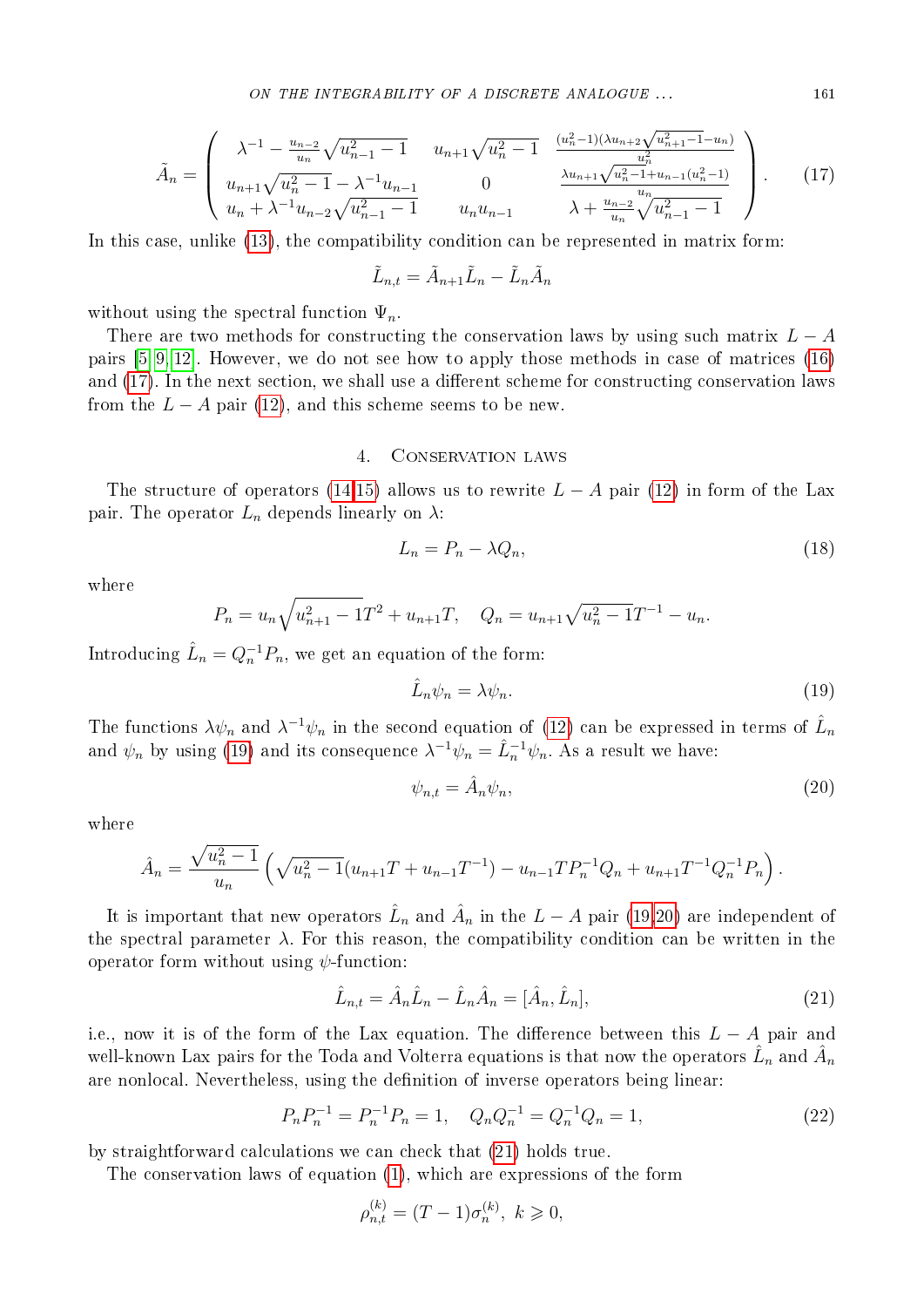$$\tilde{A}_n = \begin{pmatrix} \lambda^{-1} - \frac{u_{n-2}}{u_n}\sqrt{u_{n-1}^2 - 1} & u_{n+1}\sqrt{u_n^2-1} & \frac{(u_n^2-1)(\lambda u_{n+2}\sqrt{u_{n+1}^2-1}-u_n)}{u_n^2} \\ u_{n+1}\sqrt{u_n^2-1} - \lambda^{-1}u_{n-1} & 0 & \frac{\lambda u_{n+1}\sqrt{u_n^2-1}+u_{n-1}(u_n^2-1)}{u_n} \\ u_n + \lambda^{-1}u_{n-2}\sqrt{u_{n-1}^2-1} & u_n u_{n-1} & \lambda + \frac{u_{n-2}}{u_n}\sqrt{u_{n-1}^2-1} \end{pmatrix}. \tag{17}$$

In this case, unlike (13), the compatibility condition can be represented in matrix form:

$$\tilde{L}_{n,t} = \tilde{A}_{n+1}\tilde{L}_n - \tilde{L}_n\tilde{A}_n$$

without using the spectral function $\Psi_n$.

There are two methods for constructing the conservation laws by using such matrix $L - A$ pairs [5, 9, 12]. However, we do not see how to apply those methods in case of matrices (16) and (17). In the next section, we shall use a different scheme for constructing conservation laws from the $L - A$ pair (12), and this scheme seems to be new.

## 4. Conservation laws

The structure of operators (14,15) allows us to rewrite $L - A$ pair (12) in form of the Lax pair. The operator $L_n$ depends linearly on $\lambda$:

$$L_n = P_n - \lambda Q_n, \tag{18}$$

where

$$P_n = u_n\sqrt{u_{n+1}^2 - 1}T^2 + u_{n+1}T, \quad Q_n = u_{n+1}\sqrt{u_n^2-1}T^{-1} - u_n.$$

Introducing $\hat{L}_n = Q_n^{-1}P_n$, we get an equation of the form:

$$\hat{L}_n\psi_n = \lambda\psi_n. \tag{19}$$

The functions $\lambda\psi_n$ and $\lambda^{-1}\psi_n$ in the second equation of (12) can be expressed in terms of $\hat{L}_n$ and $\psi_n$ by using (19) and its consequence $\lambda^{-1}\psi_n = \hat{L}_n^{-1}\psi_n$. As a result we have:

$$\psi_{n,t} = \hat{A}_n\psi_n, \tag{20}$$

where

$$\hat{A}_n = \frac{\sqrt{u_n^2-1}}{u_n}\left(\sqrt{u_n^2-1}(u_{n+1}T + u_{n-1}T^{-1}) - u_{n-1}TP_n^{-1}Q_n + u_{n+1}T^{-1}Q_n^{-1}P_n\right).$$

It is important that new operators $\hat{L}_n$ and $\hat{A}_n$ in the $L - A$ pair (19,20) are independent of the spectral parameter $\lambda$. For this reason, the compatibility condition can be written in the operator form without using $\psi$-function:

$$\hat{L}_{n,t} = \hat{A}_n\hat{L}_n - \hat{L}_n\hat{A}_n = [\hat{A}_n, \hat{L}_n], \tag{21}$$

i.e., now it is of the form of the Lax equation. The difference between this $L - A$ pair and well-known Lax pairs for the Toda and Volterra equations is that now the operators $\hat{L}_n$ and $\hat{A}_n$ are nonlocal. Nevertheless, using the definition of inverse operators being linear:

$$P_nP_n^{-1} = P_n^{-1}P_n = 1, \quad Q_nQ_n^{-1} = Q_n^{-1}Q_n = 1, \tag{22}$$

by straightforward calculations we can check that (21) holds true.

The conservation laws of equation (1), which are expressions of the form

$$\rho_{n,t}^{(k)} = (T-1)\sigma_n^{(k)}, \; k \geqslant 0,$$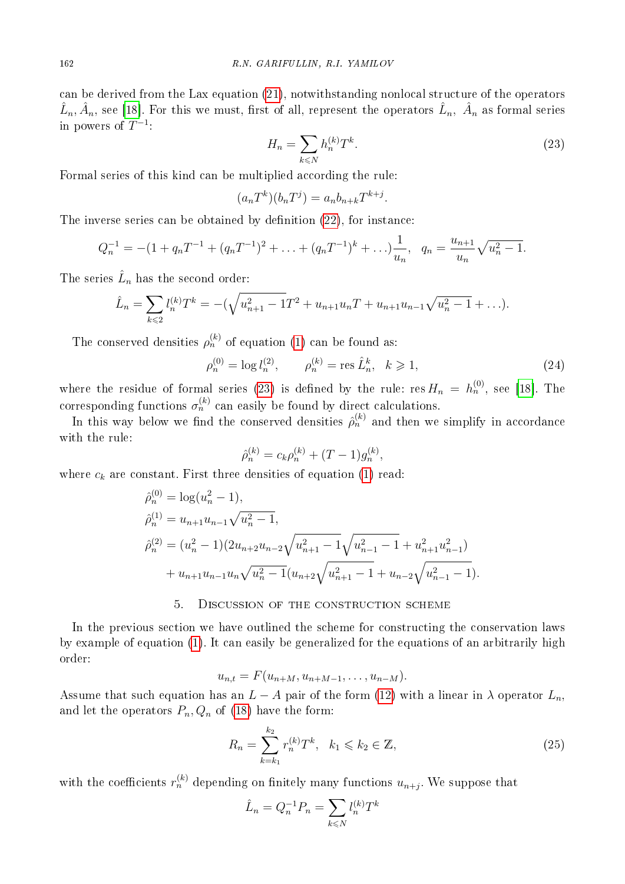can be derived from the Lax equation (21), notwithstanding nonlocal structure of the operators $\hat{L}_n, \hat{A}_n$, see [18]. For this we must, first of all, represent the operators $\hat{L}_n,\ \hat{A}_n$ as formal series in powers of $T^{-1}$:

$$H_n = \sum_{k\leqslant N} h_n^{(k)} T^k. \tag{23}$$

Formal series of this kind can be multiplied according the rule:

$$(a_n T^k)(b_n T^j) = a_n b_{n+k} T^{k+j}.$$

The inverse series can be obtained by definition (22), for instance:

$$Q_n^{-1} = -(1 + q_n T^{-1} + (q_n T^{-1})^2 + \ldots + (q_n T^{-1})^k + \ldots)\frac{1}{u_n}, \quad q_n = \frac{u_{n+1}}{u_n}\sqrt{u_n^2-1}.$$

The series $\hat{L}_n$ has the second order:

$$\hat{L}_n = \sum_{k\leqslant 2} l_n^{(k)} T^k = -(\sqrt{u_{n+1}^2-1}T^2 + u_{n+1}u_n T + u_{n+1}u_{n-1}\sqrt{u_n^2-1} + \ldots).$$

The conserved densities $\rho_n^{(k)}$ of equation (1) can be found as:

$$\rho_n^{(0)} = \log l_n^{(2)}, \qquad \rho_n^{(k)} = \operatorname{res} \hat{L}_n^k, \quad k \geqslant 1, \tag{24}$$

where the residue of formal series (23) is defined by the rule: $\operatorname{res} H_n = h_n^{(0)}$, see [18]. The corresponding functions $\sigma_n^{(k)}$ can easily be found by direct calculations.

In this way below we find the conserved densities $\hat{\rho}_n^{(k)}$ and then we simplify in accordance with the rule:

$$\hat{\rho}_n^{(k)} = c_k \rho_n^{(k)} + (T-1) g_n^{(k)},$$

where $c_k$ are constant. First three densities of equation (1) read:

$$\begin{aligned}
\hat{\rho}_n^{(0)} &= \log(u_n^2-1),\\
\hat{\rho}_n^{(1)} &= u_{n+1}u_{n-1}\sqrt{u_n^2-1},\\
\hat{\rho}_n^{(2)} &= (u_n^2-1)(2u_{n+2}u_{n-2}\sqrt{u_{n+1}^2-1}\sqrt{u_{n-1}^2-1} + u_{n+1}^2 u_{n-1}^2)\\
&\quad + u_{n+1}u_{n-1}u_n\sqrt{u_n^2-1}(u_{n+2}\sqrt{u_{n+1}^2-1} + u_{n-2}\sqrt{u_{n-1}^2-1}).
\end{aligned}$$

## 5. Discussion of the construction scheme

In the previous section we have outlined the scheme for constructing the conservation laws by example of equation (1). It can easily be generalized for the equations of an arbitrarily high order:

$$u_{n,t} = F(u_{n+M}, u_{n+M-1}, \ldots, u_{n-M}).$$

Assume that such equation has an $L-A$ pair of the form (12) with a linear in $\lambda$ operator $L_n$, and let the operators $P_n, Q_n$ of (18) have the form:

$$R_n = \sum_{k=k_1}^{k_2} r_n^{(k)} T^k, \quad k_1 \leqslant k_2 \in \mathbb{Z}, \tag{25}$$

with the coefficients $r_n^{(k)}$ depending on finitely many functions $u_{n+j}$. We suppose that

$$\hat{L}_n = Q_n^{-1} P_n = \sum_{k\leqslant N} l_n^{(k)} T^k$$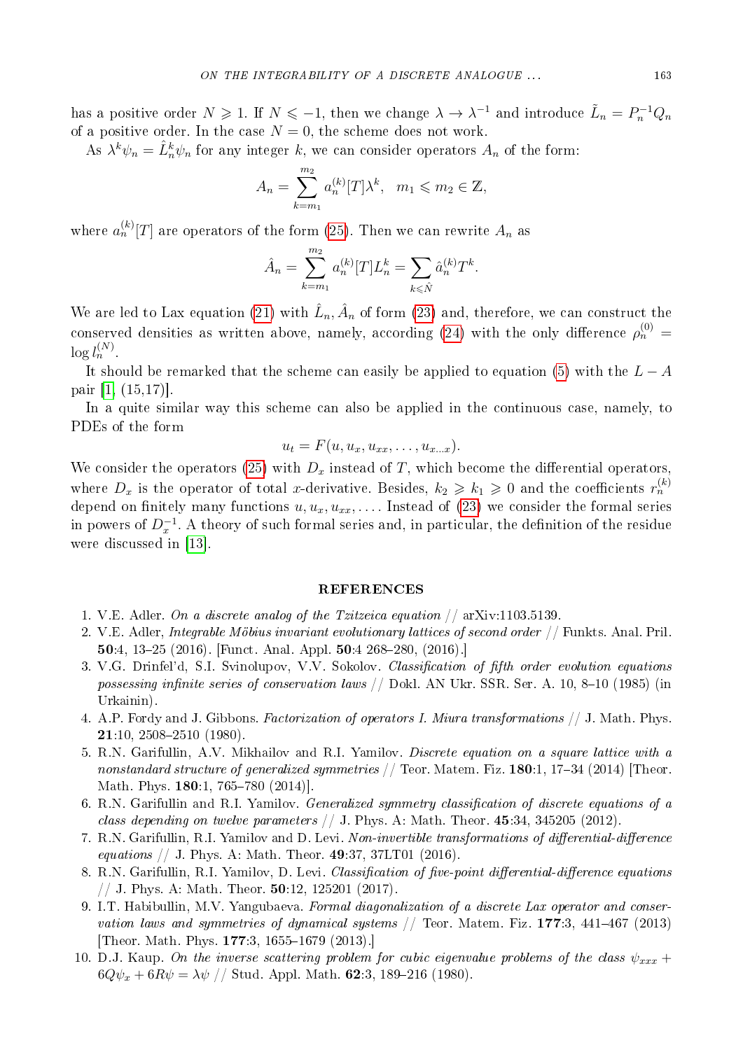has a positive order $N \geqslant 1$. If $N \leqslant -1$, then we change $\lambda \to \lambda^{-1}$ and introduce $\tilde{L}_n = P_n^{-1}Q_n$ of a positive order. In the case $N = 0$, the scheme does not work.

As $\lambda^k \psi_n = \hat{L}_n^k \psi_n$ for any integer $k$, we can consider operators $A_n$ of the form:

$$A_n = \sum_{k=m_1}^{m_2} a_n^{(k)}[T]\lambda^k, \quad m_1 \leqslant m_2 \in \mathbb{Z},$$

where $a_n^{(k)}[T]$ are operators of the form (25). Then we can rewrite $A_n$ as

$$\hat{A}_n = \sum_{k=m_1}^{m_2} a_n^{(k)}[T]L_n^k = \sum_{k \leqslant \hat{N}} \hat{a}_n^{(k)} T^k.$$

We are led to Lax equation (21) with $\hat{L}_n, \hat{A}_n$ of form (23) and, therefore, we can construct the conserved densities as written above, namely, according (24) with the only difference $\rho_n^{(0)} = \log l_n^{(N)}$.

It should be remarked that the scheme can easily be applied to equation (5) with the $L - A$ pair [1, (15,17)].

In a quite similar way this scheme can also be applied in the continuous case, namely, to PDEs of the form

$$u_t = F(u, u_x, u_{xx}, \ldots, u_{x\ldots x}).$$

We consider the operators (25) with $D_x$ instead of $T$, which become the differential operators, where $D_x$ is the operator of total $x$-derivative. Besides, $k_2 \geqslant k_1 \geqslant 0$ and the coefficients $r_n^{(k)}$ depend on finitely many functions $u, u_x, u_{xx}, \ldots$. Instead of (23) we consider the formal series in powers of $D_x^{-1}$. A theory of such formal series and, in particular, the definition of the residue were discussed in [13].

## REFERENCES

1. V.E. Adler. *On a discrete analog of the Tzitzeica equation* // arXiv:1103.5139.
2. V.E. Adler, *Integrable Möbius invariant evolutionary lattices of second order* // Funkts. Anal. Pril. **50**:4, 13–25 (2016). [Funct. Anal. Appl. **50**:4 268–280, (2016).]
3. V.G. Drinfel'd, S.I. Svinolupov, V.V. Sokolov. *Classification of fifth order evolution equations possessing infinite series of conservation laws* // Dokl. AN Ukr. SSR. Ser. A. 10, 8–10 (1985) (in Urkainin).
4. A.P. Fordy and J. Gibbons. *Factorization of operators I. Miura transformations* // J. Math. Phys. **21**:10, 2508–2510 (1980).
5. R.N. Garifullin, A.V. Mikhailov and R.I. Yamilov. *Discrete equation on a square lattice with a nonstandard structure of generalized symmetries* // Teor. Matem. Fiz. **180**:1, 17–34 (2014) [Theor. Math. Phys. **180**:1, 765–780 (2014)].
6. R.N. Garifullin and R.I. Yamilov. *Generalized symmetry classification of discrete equations of a class depending on twelve parameters* // J. Phys. A: Math. Theor. **45**:34, 345205 (2012).
7. R.N. Garifullin, R.I. Yamilov and D. Levi. *Non-invertible transformations of differential-difference equations* // J. Phys. A: Math. Theor. **49**:37, 37LT01 (2016).
8. R.N. Garifullin, R.I. Yamilov, D. Levi. *Classification of five-point differential-difference equations* // J. Phys. A: Math. Theor. **50**:12, 125201 (2017).
9. I.T. Habibullin, M.V. Yangubaeva. *Formal diagonalization of a discrete Lax operator and conservation laws and symmetries of dynamical systems* // Teor. Matem. Fiz. **177**:3, 441–467 (2013) [Theor. Math. Phys. **177**:3, 1655–1679 (2013).]
10. D.J. Kaup. *On the inverse scattering problem for cubic eigenvalue problems of the class $\psi_{xxx} + 6Q\psi_x + 6R\psi = \lambda\psi$* // Stud. Appl. Math. **62**:3, 189–216 (1980).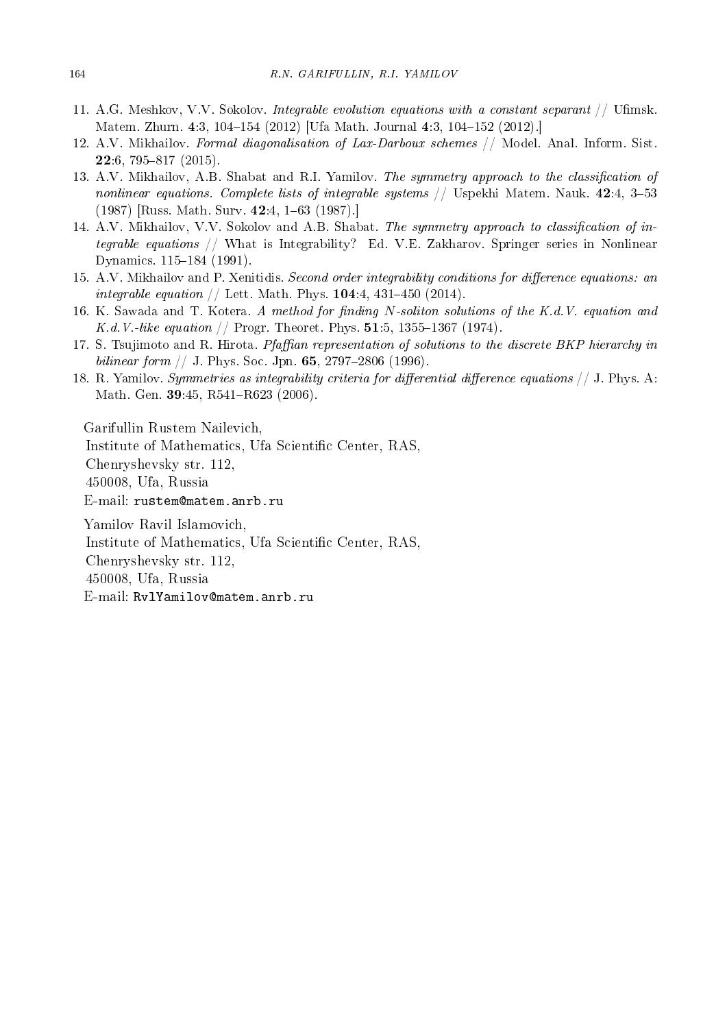11. A.G. Meshkov, V.V. Sokolov. *Integrable evolution equations with a constant separant* // Ufimsk. Matem. Zhurn. **4**:3, 104–154 (2012) [Ufa Math. Journal **4**:3, 104–152 (2012).]
12. A.V. Mikhailov. *Formal diagonalisation of Lax-Darboux schemes* // Model. Anal. Inform. Sist. **22**:6, 795–817 (2015).
13. A.V. Mikhailov, A.B. Shabat and R.I. Yamilov. *The symmetry approach to the classification of nonlinear equations. Complete lists of integrable systems* // Uspekhi Matem. Nauk. **42**:4, 3–53 (1987) [Russ. Math. Surv. **42**:4, 1–63 (1987).]
14. A.V. Mikhailov, V.V. Sokolov and A.B. Shabat. *The symmetry approach to classification of integrable equations* // What is Integrability? Ed. V.E. Zakharov. Springer series in Nonlinear Dynamics. 115–184 (1991).
15. A.V. Mikhailov and P. Xenitidis. *Second order integrability conditions for difference equations: an integrable equation* // Lett. Math. Phys. **104**:4, 431–450 (2014).
16. K. Sawada and T. Kotera. *A method for finding N-soliton solutions of the K.d.V. equation and K.d.V.-like equation* // Progr. Theoret. Phys. **51**:5, 1355–1367 (1974).
17. S. Tsujimoto and R. Hirota. *Pfaffian representation of solutions to the discrete BKP hierarchy in bilinear form* // J. Phys. Soc. Jpn. **65**, 2797–2806 (1996).
18. R. Yamilov. *Symmetries as integrability criteria for differential difference equations* // J. Phys. A: Math. Gen. **39**:45, R541–R623 (2006).

Garifullin Rustem Nailevich,
Institute of Mathematics, Ufa Scientific Center, RAS,
Chenryshevsky str. 112,
450008, Ufa, Russia
E-mail: rustem@matem.anrb.ru

Yamilov Ravil Islamovich,
Institute of Mathematics, Ufa Scientific Center, RAS,
Chenryshevsky str. 112,
450008, Ufa, Russia
E-mail: RvlYamilov@matem.anrb.ru